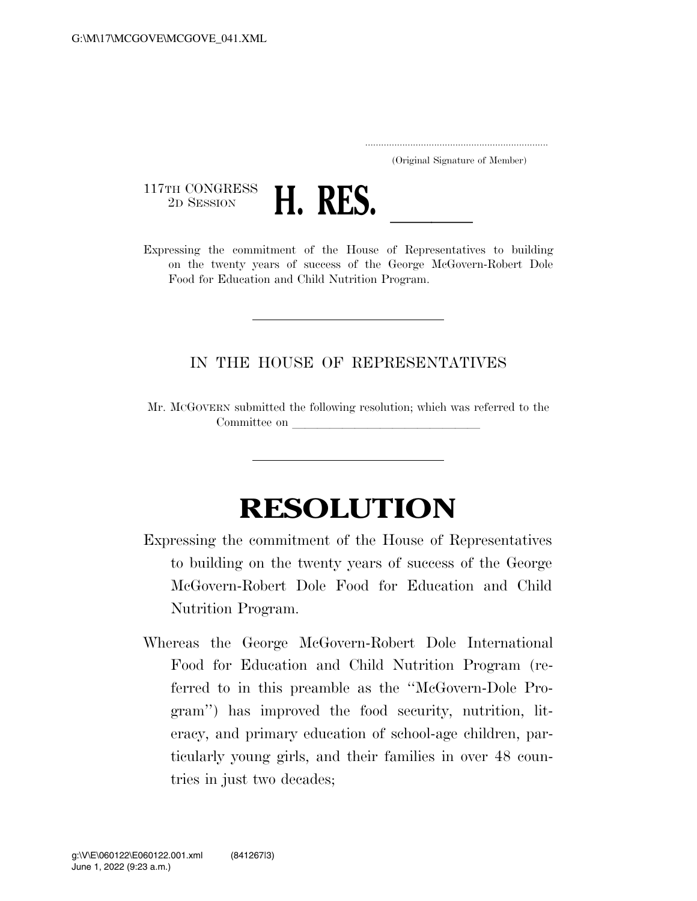(Original Signature of Member)

117TH CONGRESS
2D SESSION

# H. RES. \_\_\_\_\_\_

Expressing the commitment of the House of Representatives to building on the twenty years of success of the George McGovern-Robert Dole Food for Education and Child Nutrition Program.

---

IN THE HOUSE OF REPRESENTATIVES

Mr. MCGOVERN submitted the following resolution; which was referred to the Committee on \_\_\_\_\_\_\_\_\_\_\_\_\_\_\_\_\_\_\_\_\_\_\_\_\_\_\_\_\_\_

---

# RESOLUTION

Expressing the commitment of the House of Representatives to building on the twenty years of success of the George McGovern-Robert Dole Food for Education and Child Nutrition Program.

Whereas the George McGovern-Robert Dole International Food for Education and Child Nutrition Program (referred to in this preamble as the "McGovern-Dole Program") has improved the food security, nutrition, literacy, and primary education of school-age children, particularly young girls, and their families in over 48 countries in just two decades;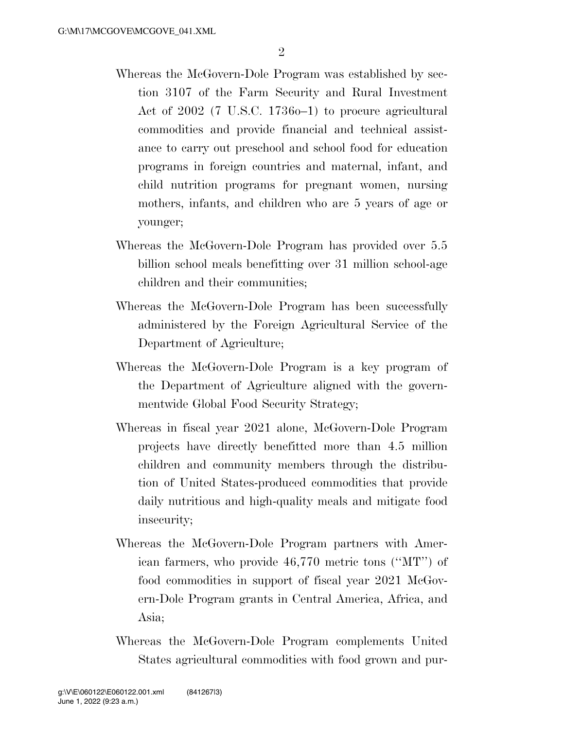Whereas the McGovern-Dole Program was established by section 3107 of the Farm Security and Rural Investment Act of 2002 (7 U.S.C. 1736o–1) to procure agricultural commodities and provide financial and technical assistance to carry out preschool and school food for education programs in foreign countries and maternal, infant, and child nutrition programs for pregnant women, nursing mothers, infants, and children who are 5 years of age or younger;

Whereas the McGovern-Dole Program has provided over 5.5 billion school meals benefitting over 31 million school-age children and their communities;

Whereas the McGovern-Dole Program has been successfully administered by the Foreign Agricultural Service of the Department of Agriculture;

Whereas the McGovern-Dole Program is a key program of the Department of Agriculture aligned with the governmentwide Global Food Security Strategy;

Whereas in fiscal year 2021 alone, McGovern-Dole Program projects have directly benefitted more than 4.5 million children and community members through the distribution of United States-produced commodities that provide daily nutritious and high-quality meals and mitigate food insecurity;

Whereas the McGovern-Dole Program partners with American farmers, who provide 46,770 metric tons (''MT'') of food commodities in support of fiscal year 2021 McGovern-Dole Program grants in Central America, Africa, and Asia;

Whereas the McGovern-Dole Program complements United States agricultural commodities with food grown and pur-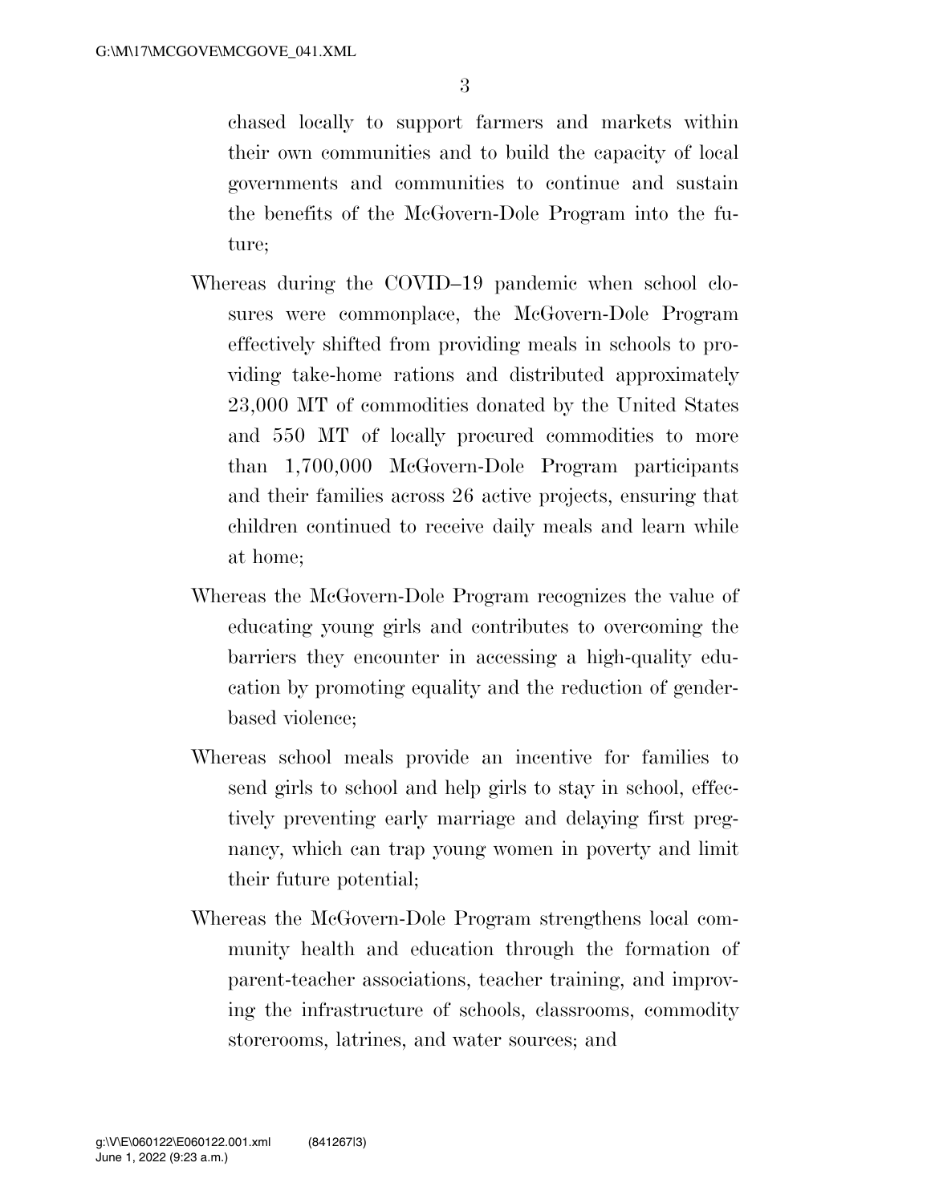chased locally to support farmers and markets within their own communities and to build the capacity of local governments and communities to continue and sustain the benefits of the McGovern-Dole Program into the future;

Whereas during the COVID–19 pandemic when school closures were commonplace, the McGovern-Dole Program effectively shifted from providing meals in schools to providing take-home rations and distributed approximately 23,000 MT of commodities donated by the United States and 550 MT of locally procured commodities to more than 1,700,000 McGovern-Dole Program participants and their families across 26 active projects, ensuring that children continued to receive daily meals and learn while at home;

Whereas the McGovern-Dole Program recognizes the value of educating young girls and contributes to overcoming the barriers they encounter in accessing a high-quality education by promoting equality and the reduction of gender-based violence;

Whereas school meals provide an incentive for families to send girls to school and help girls to stay in school, effectively preventing early marriage and delaying first pregnancy, which can trap young women in poverty and limit their future potential;

Whereas the McGovern-Dole Program strengthens local community health and education through the formation of parent-teacher associations, teacher training, and improving the infrastructure of schools, classrooms, commodity storerooms, latrines, and water sources; and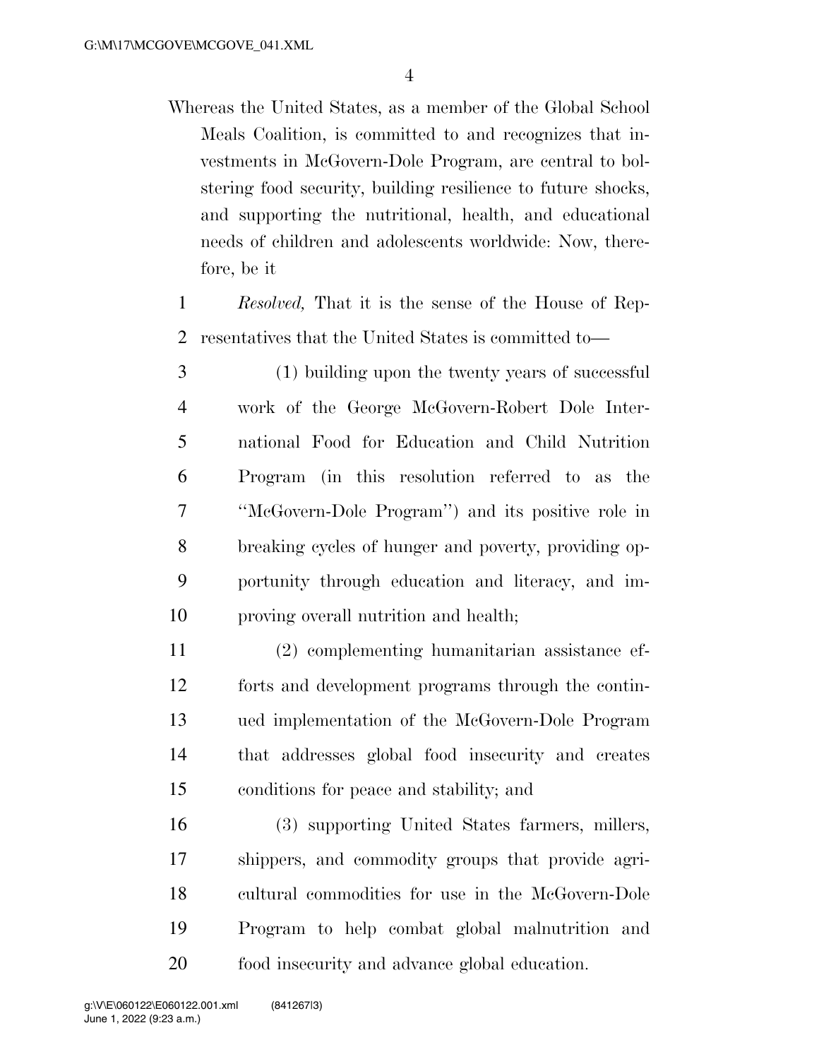Whereas the United States, as a member of the Global School Meals Coalition, is committed to and recognizes that investments in McGovern-Dole Program, are central to bolstering food security, building resilience to future shocks, and supporting the nutritional, health, and educational needs of children and adolescents worldwide: Now, therefore, be it

*Resolved,* That it is the sense of the House of Representatives that the United States is committed to—

(1) building upon the twenty years of successful work of the George McGovern-Robert Dole International Food for Education and Child Nutrition Program (in this resolution referred to as the ''McGovern-Dole Program'') and its positive role in breaking cycles of hunger and poverty, providing opportunity through education and literacy, and improving overall nutrition and health;

(2) complementing humanitarian assistance efforts and development programs through the continued implementation of the McGovern-Dole Program that addresses global food insecurity and creates conditions for peace and stability; and

(3) supporting United States farmers, millers, shippers, and commodity groups that provide agricultural commodities for use in the McGovern-Dole Program to help combat global malnutrition and food insecurity and advance global education.